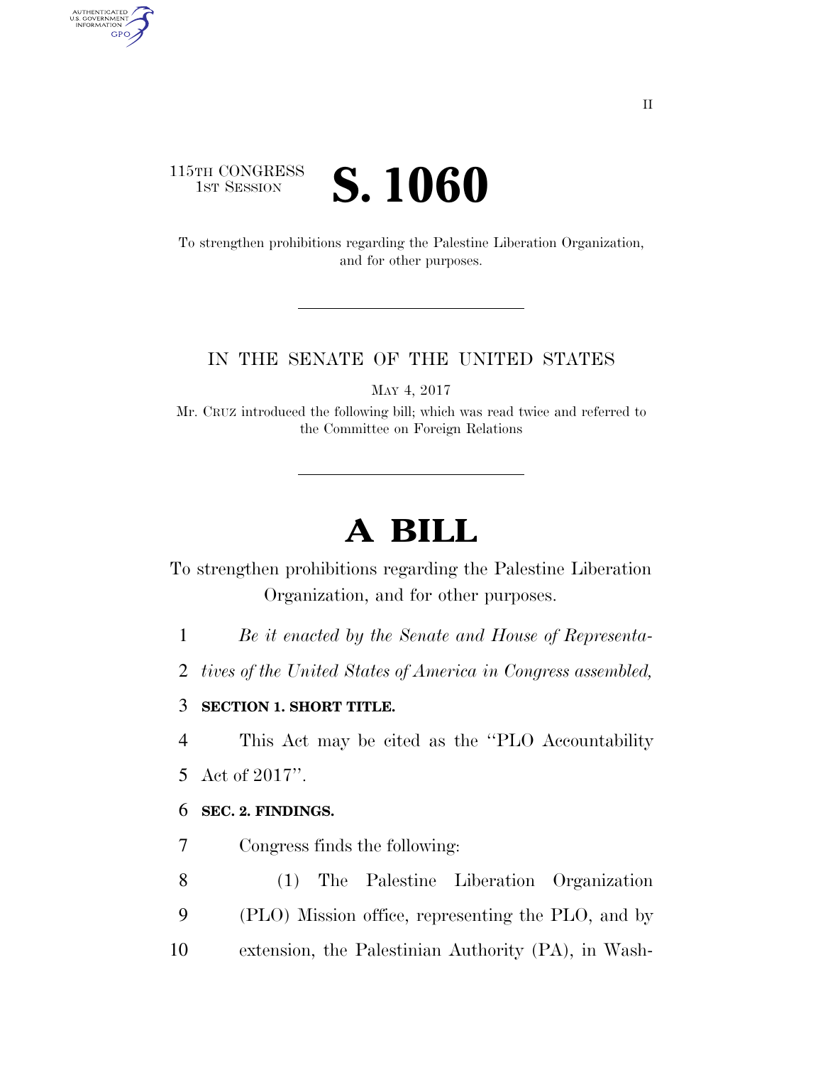115TH CONGRESS
1ST SESSION

# S. 1060

To strengthen prohibitions regarding the Palestine Liberation Organization, and for other purposes.

---

IN THE SENATE OF THE UNITED STATES

MAY 4, 2017

Mr. CRUZ introduced the following bill; which was read twice and referred to the Committee on Foreign Relations

---

# A BILL

To strengthen prohibitions regarding the Palestine Liberation Organization, and for other purposes.

1 *Be it enacted by the Senate and House of Representa-*
2 *tives of the United States of America in Congress assembled,*

3 **SECTION 1. SHORT TITLE.**

4 This Act may be cited as the ''PLO Accountability
5 Act of 2017''.

6 **SEC. 2. FINDINGS.**

7 Congress finds the following:

8 (1) The Palestine Liberation Organization
9 (PLO) Mission office, representing the PLO, and by
10 extension, the Palestinian Authority (PA), in Wash-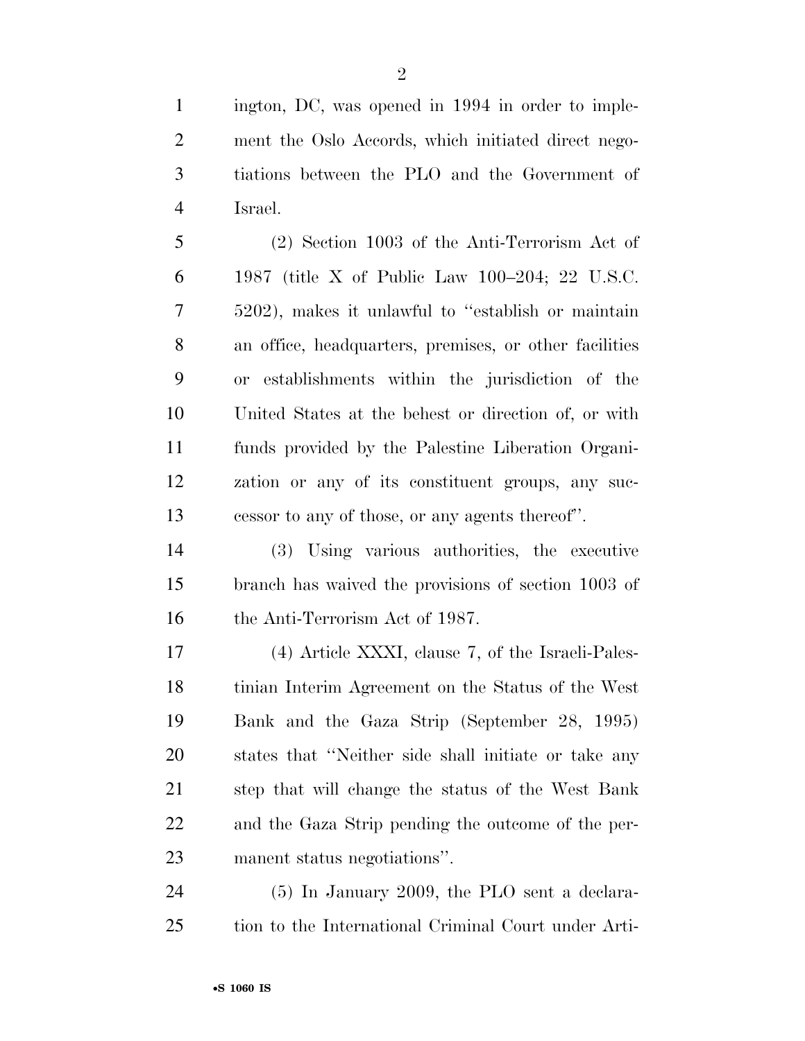ington, DC, was opened in 1994 in order to implement the Oslo Accords, which initiated direct negotiations between the PLO and the Government of Israel.

(2) Section 1003 of the Anti-Terrorism Act of 1987 (title X of Public Law 100–204; 22 U.S.C. 5202), makes it unlawful to "establish or maintain an office, headquarters, premises, or other facilities or establishments within the jurisdiction of the United States at the behest or direction of, or with funds provided by the Palestine Liberation Organization or any of its constituent groups, any successor to any of those, or any agents thereof".

(3) Using various authorities, the executive branch has waived the provisions of section 1003 of the Anti-Terrorism Act of 1987.

(4) Article XXXI, clause 7, of the Israeli-Palestinian Interim Agreement on the Status of the West Bank and the Gaza Strip (September 28, 1995) states that "Neither side shall initiate or take any step that will change the status of the West Bank and the Gaza Strip pending the outcome of the permanent status negotiations".

(5) In January 2009, the PLO sent a declaration to the International Criminal Court under Arti-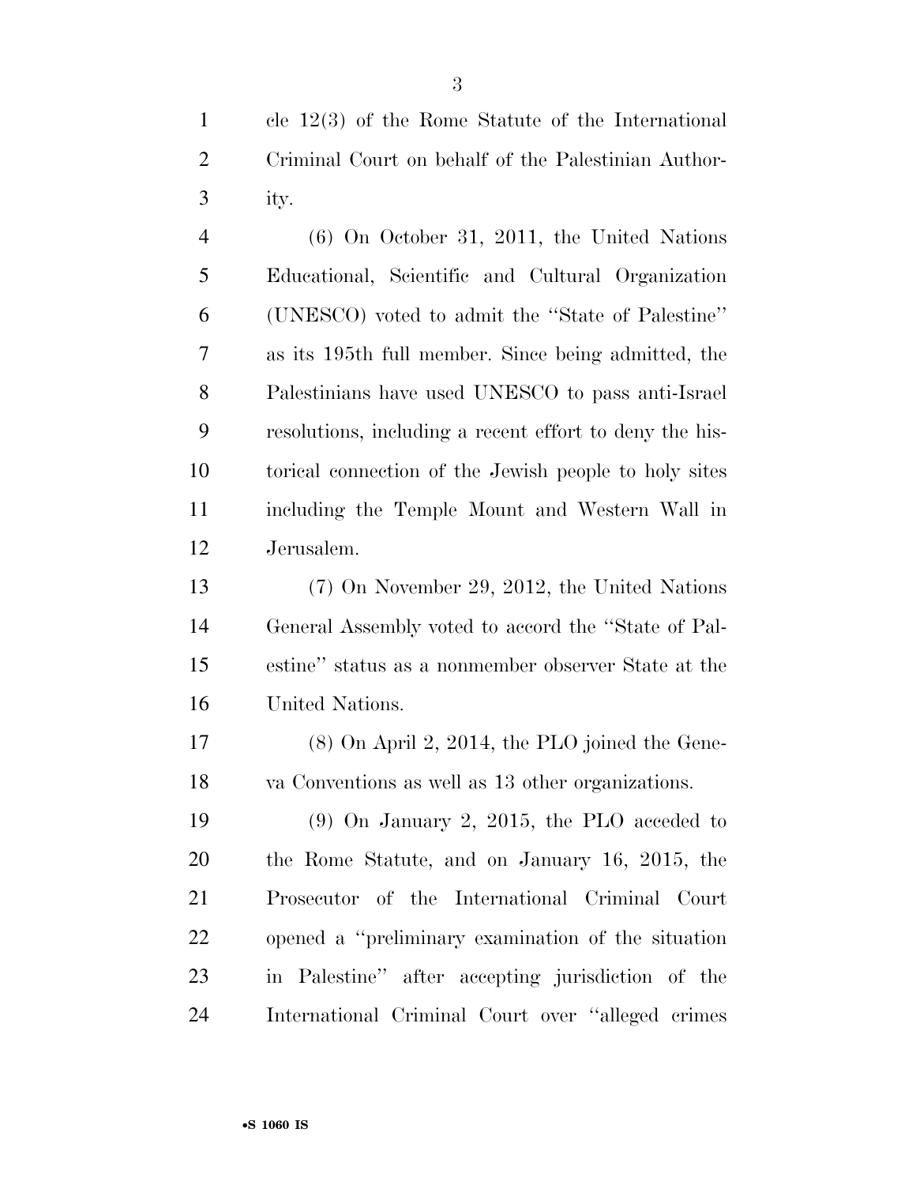cle 12(3) of the Rome Statute of the International Criminal Court on behalf of the Palestinian Authority.

(6) On October 31, 2011, the United Nations Educational, Scientific and Cultural Organization (UNESCO) voted to admit the ''State of Palestine'' as its 195th full member. Since being admitted, the Palestinians have used UNESCO to pass anti-Israel resolutions, including a recent effort to deny the historical connection of the Jewish people to holy sites including the Temple Mount and Western Wall in Jerusalem.

(7) On November 29, 2012, the United Nations General Assembly voted to accord the ''State of Palestine'' status as a nonmember observer State at the United Nations.

(8) On April 2, 2014, the PLO joined the Geneva Conventions as well as 13 other organizations.

(9) On January 2, 2015, the PLO acceded to the Rome Statute, and on January 16, 2015, the Prosecutor of the International Criminal Court opened a ''preliminary examination of the situation in Palestine'' after accepting jurisdiction of the International Criminal Court over ''alleged crimes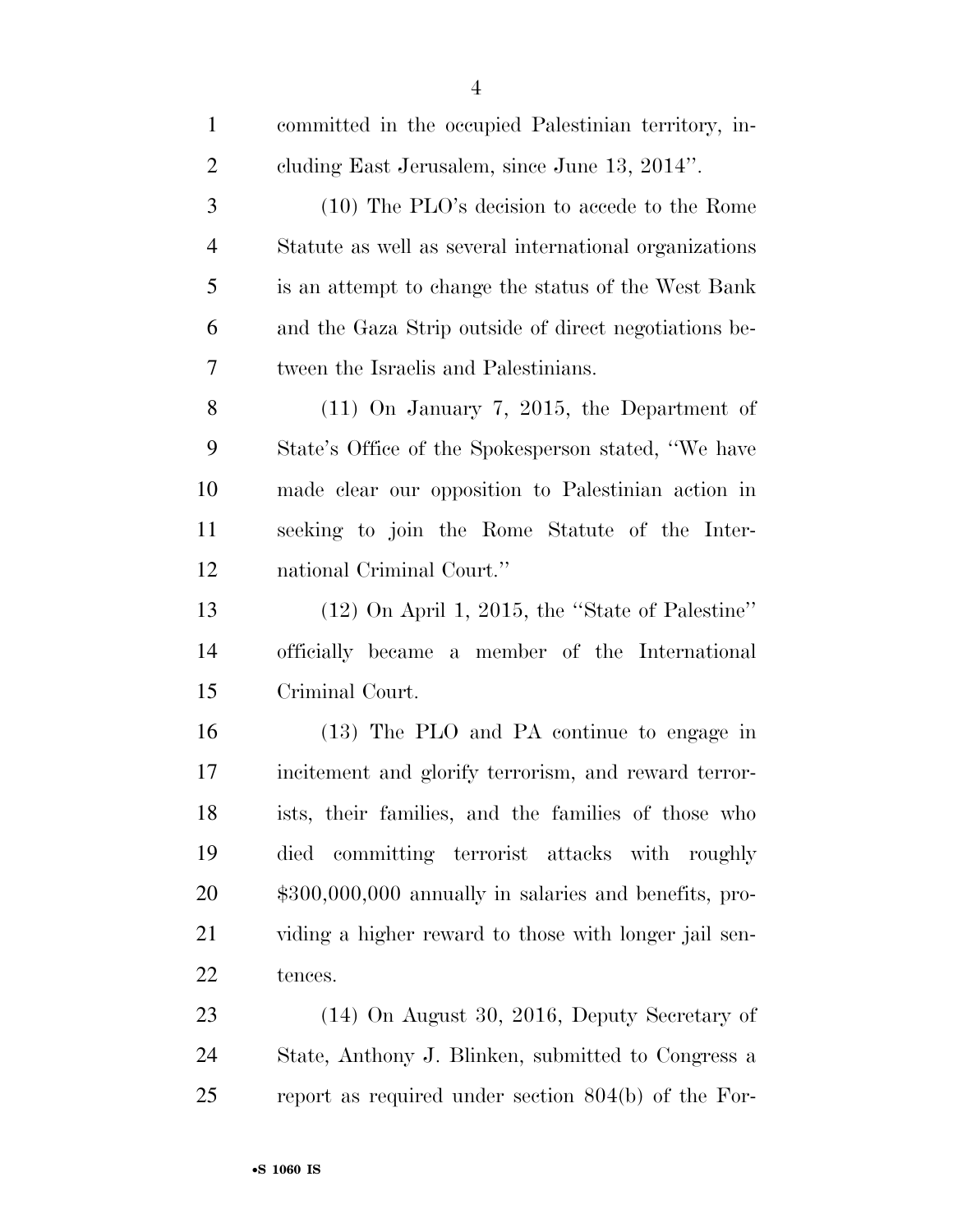committed in the occupied Palestinian territory, including East Jerusalem, since June 13, 2014''.

(10) The PLO's decision to accede to the Rome Statute as well as several international organizations is an attempt to change the status of the West Bank and the Gaza Strip outside of direct negotiations between the Israelis and Palestinians.

(11) On January 7, 2015, the Department of State's Office of the Spokesperson stated, ''We have made clear our opposition to Palestinian action in seeking to join the Rome Statute of the International Criminal Court.''

(12) On April 1, 2015, the ''State of Palestine'' officially became a member of the International Criminal Court.

(13) The PLO and PA continue to engage in incitement and glorify terrorism, and reward terrorists, their families, and the families of those who died committing terrorist attacks with roughly $300,000,000 annually in salaries and benefits, providing a higher reward to those with longer jail sentences.

(14) On August 30, 2016, Deputy Secretary of State, Anthony J. Blinken, submitted to Congress a report as required under section 804(b) of the For-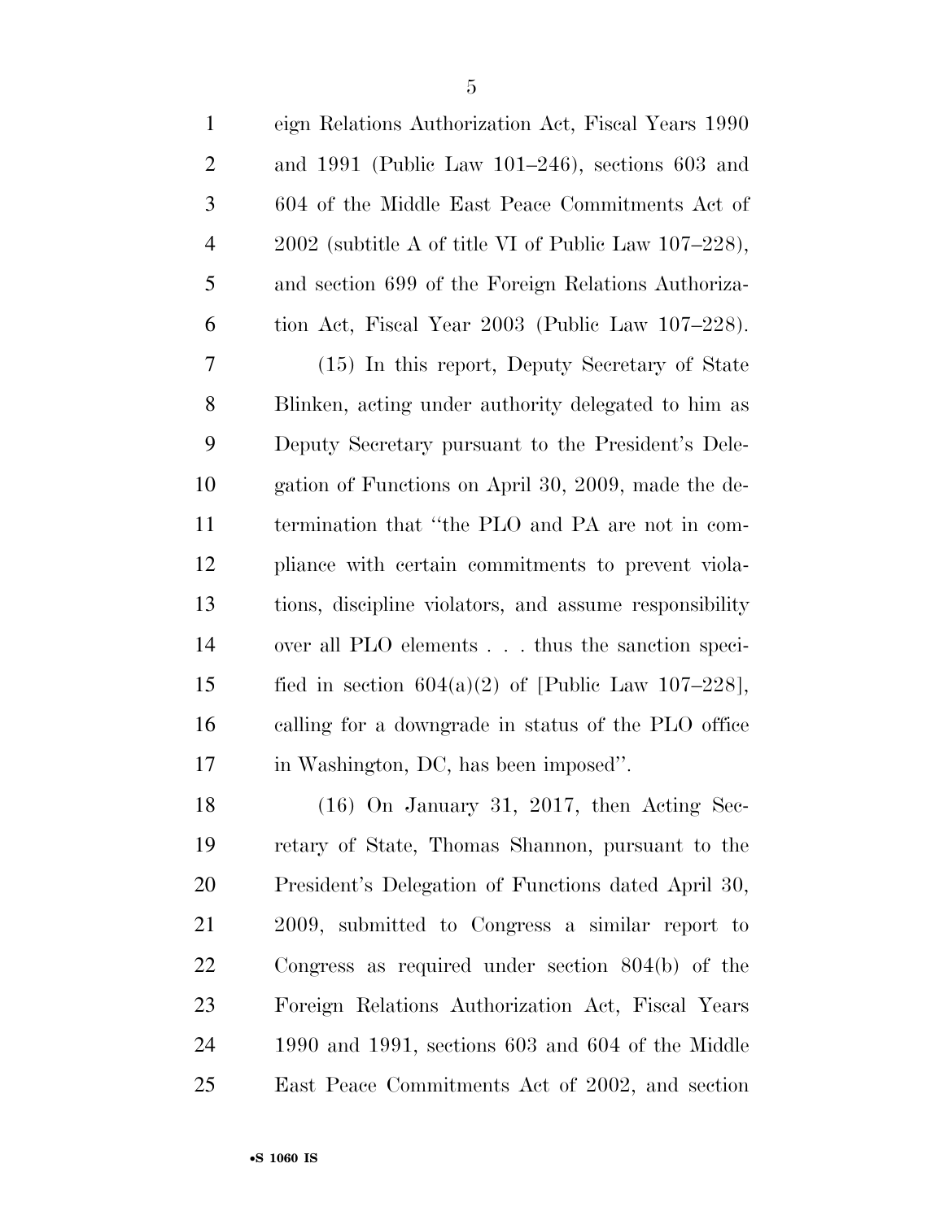eign Relations Authorization Act, Fiscal Years 1990 and 1991 (Public Law 101–246), sections 603 and 604 of the Middle East Peace Commitments Act of 2002 (subtitle A of title VI of Public Law 107–228), and section 699 of the Foreign Relations Authorization Act, Fiscal Year 2003 (Public Law 107–228).

(15) In this report, Deputy Secretary of State Blinken, acting under authority delegated to him as Deputy Secretary pursuant to the President's Delegation of Functions on April 30, 2009, made the determination that "the PLO and PA are not in compliance with certain commitments to prevent violations, discipline violators, and assume responsibility over all PLO elements . . . thus the sanction specified in section 604(a)(2) of [Public Law 107–228], calling for a downgrade in status of the PLO office in Washington, DC, has been imposed".

(16) On January 31, 2017, then Acting Secretary of State, Thomas Shannon, pursuant to the President's Delegation of Functions dated April 30, 2009, submitted to Congress a similar report to Congress as required under section 804(b) of the Foreign Relations Authorization Act, Fiscal Years 1990 and 1991, sections 603 and 604 of the Middle East Peace Commitments Act of 2002, and section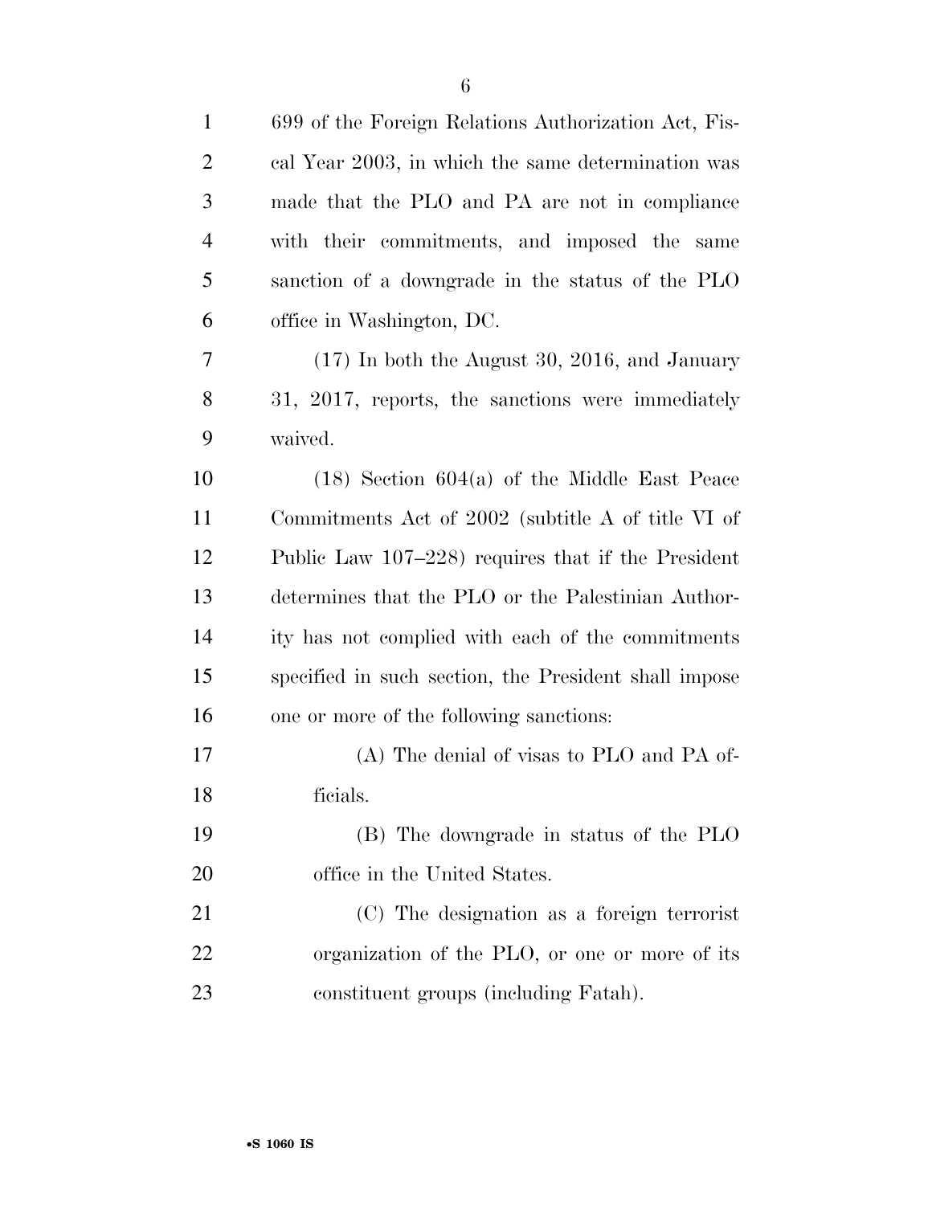699 of the Foreign Relations Authorization Act, Fiscal Year 2003, in which the same determination was made that the PLO and PA are not in compliance with their commitments, and imposed the same sanction of a downgrade in the status of the PLO office in Washington, DC.

(17) In both the August 30, 2016, and January 31, 2017, reports, the sanctions were immediately waived.

(18) Section 604(a) of the Middle East Peace Commitments Act of 2002 (subtitle A of title VI of Public Law 107–228) requires that if the President determines that the PLO or the Palestinian Authority has not complied with each of the commitments specified in such section, the President shall impose one or more of the following sanctions:

(A) The denial of visas to PLO and PA officials.

(B) The downgrade in status of the PLO office in the United States.

(C) The designation as a foreign terrorist organization of the PLO, or one or more of its constituent groups (including Fatah).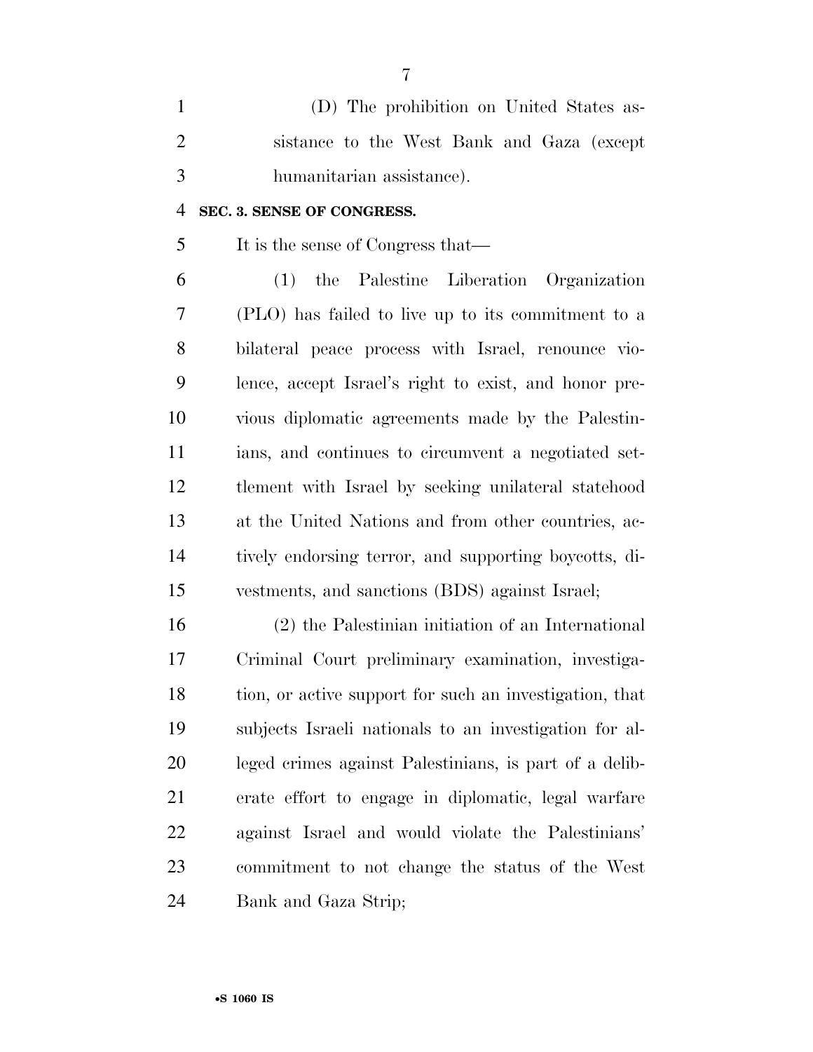(D) The prohibition on United States assistance to the West Bank and Gaza (except humanitarian assistance).

**SEC. 3. SENSE OF CONGRESS.**

It is the sense of Congress that—

(1) the Palestine Liberation Organization (PLO) has failed to live up to its commitment to a bilateral peace process with Israel, renounce violence, accept Israel's right to exist, and honor previous diplomatic agreements made by the Palestinians, and continues to circumvent a negotiated settlement with Israel by seeking unilateral statehood at the United Nations and from other countries, actively endorsing terror, and supporting boycotts, divestments, and sanctions (BDS) against Israel;

(2) the Palestinian initiation of an International Criminal Court preliminary examination, investigation, or active support for such an investigation, that subjects Israeli nationals to an investigation for alleged crimes against Palestinians, is part of a deliberate effort to engage in diplomatic, legal warfare against Israel and would violate the Palestinians' commitment to not change the status of the West Bank and Gaza Strip;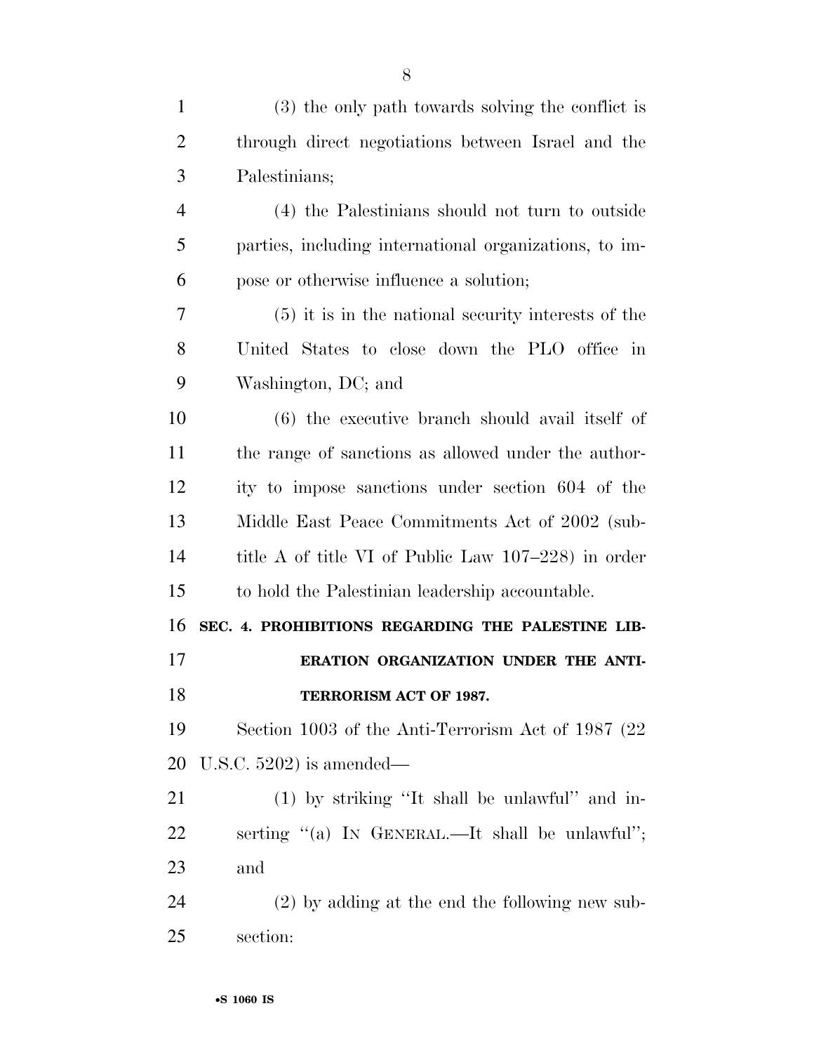(3) the only path towards solving the conflict is through direct negotiations between Israel and the Palestinians;

(4) the Palestinians should not turn to outside parties, including international organizations, to impose or otherwise influence a solution;

(5) it is in the national security interests of the United States to close down the PLO office in Washington, DC; and

(6) the executive branch should avail itself of the range of sanctions as allowed under the authority to impose sanctions under section 604 of the Middle East Peace Commitments Act of 2002 (subtitle A of title VI of Public Law 107–228) in order to hold the Palestinian leadership accountable.

## SEC. 4. PROHIBITIONS REGARDING THE PALESTINE LIBERATION ORGANIZATION UNDER THE ANTI-TERRORISM ACT OF 1987.

Section 1003 of the Anti-Terrorism Act of 1987 (22 U.S.C. 5202) is amended—

(1) by striking "It shall be unlawful" and inserting "(a) IN GENERAL.—It shall be unlawful"; and

(2) by adding at the end the following new subsection: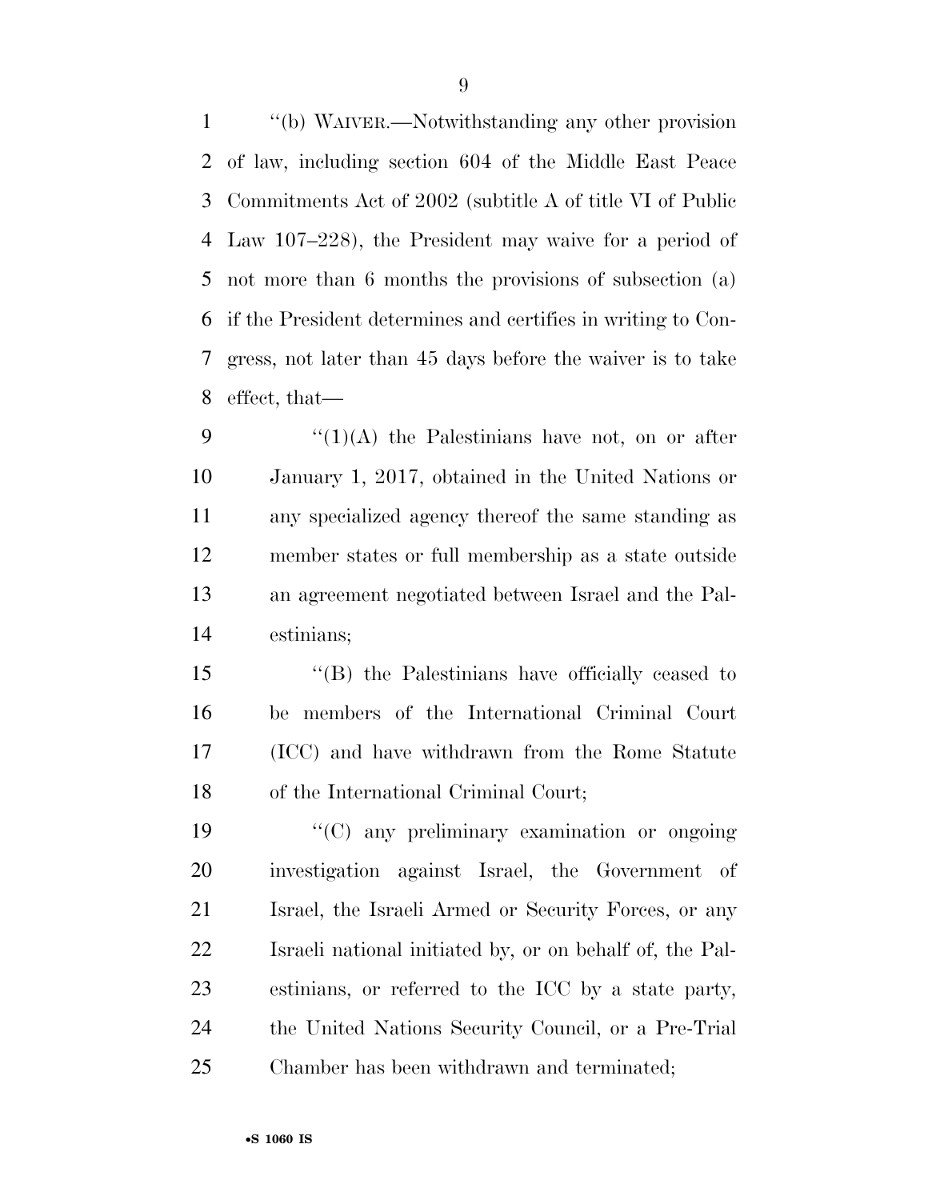"(b) WAIVER.—Notwithstanding any other provision of law, including section 604 of the Middle East Peace Commitments Act of 2002 (subtitle A of title VI of Public Law 107–228), the President may waive for a period of not more than 6 months the provisions of subsection (a) if the President determines and certifies in writing to Congress, not later than 45 days before the waiver is to take effect, that—

"(1)(A) the Palestinians have not, on or after January 1, 2017, obtained in the United Nations or any specialized agency thereof the same standing as member states or full membership as a state outside an agreement negotiated between Israel and the Palestinians;

"(B) the Palestinians have officially ceased to be members of the International Criminal Court (ICC) and have withdrawn from the Rome Statute of the International Criminal Court;

"(C) any preliminary examination or ongoing investigation against Israel, the Government of Israel, the Israeli Armed or Security Forces, or any Israeli national initiated by, or on behalf of, the Palestinians, or referred to the ICC by a state party, the United Nations Security Council, or a Pre-Trial Chamber has been withdrawn and terminated;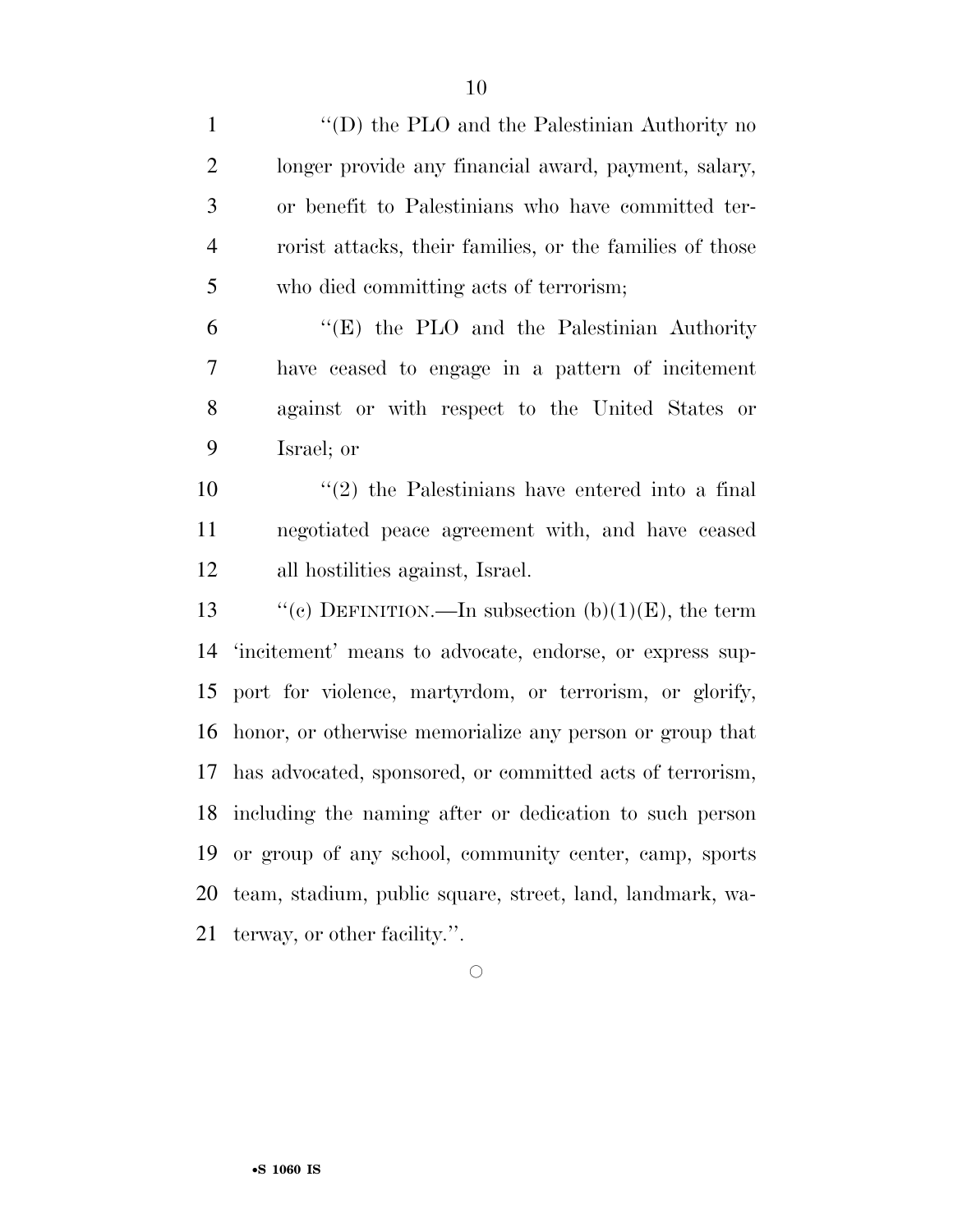''(D) the PLO and the Palestinian Authority no longer provide any financial award, payment, salary, or benefit to Palestinians who have committed terrorist attacks, their families, or the families of those who died committing acts of terrorism;

''(E) the PLO and the Palestinian Authority have ceased to engage in a pattern of incitement against or with respect to the United States or Israel; or

''(2) the Palestinians have entered into a final negotiated peace agreement with, and have ceased all hostilities against, Israel.

''(c) DEFINITION.—In subsection (b)(1)(E), the term 'incitement' means to advocate, endorse, or express support for violence, martyrdom, or terrorism, or glorify, honor, or otherwise memorialize any person or group that has advocated, sponsored, or committed acts of terrorism, including the naming after or dedication to such person or group of any school, community center, camp, sports team, stadium, public square, street, land, landmark, waterway, or other facility.''.